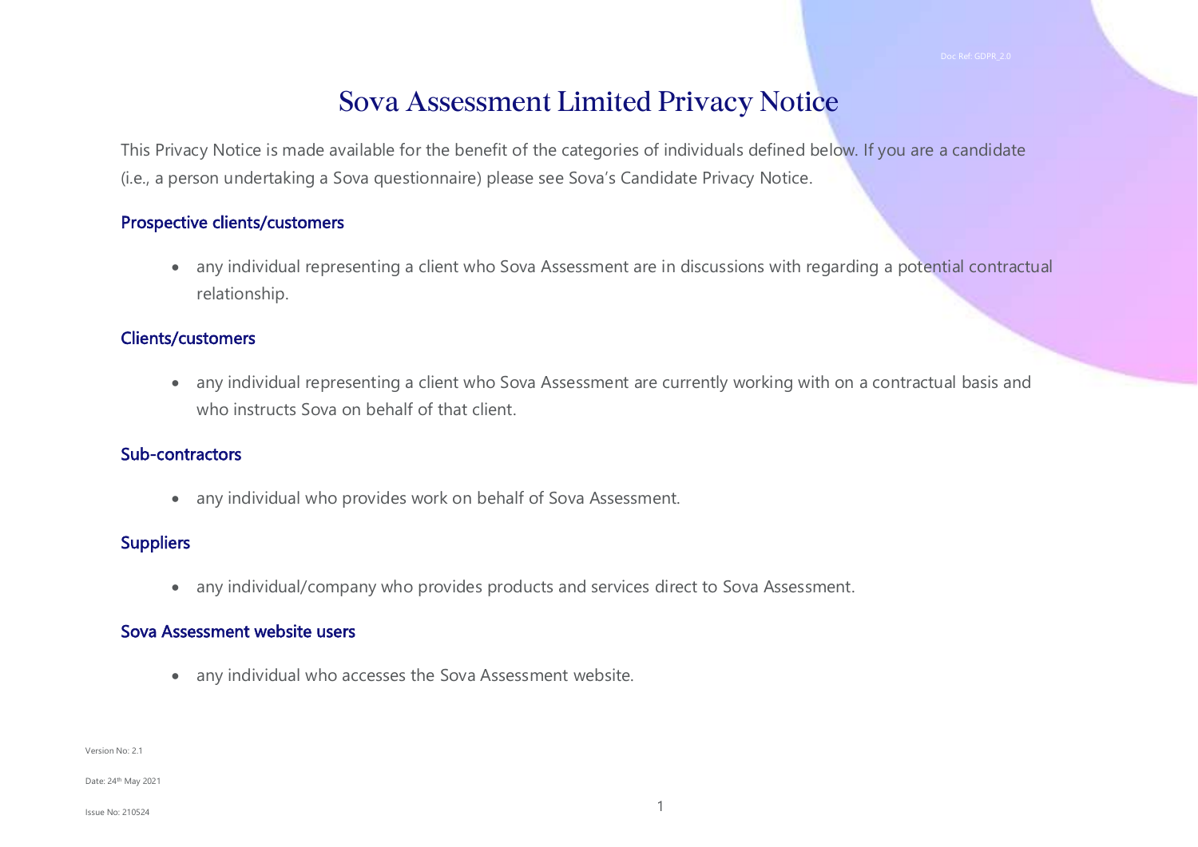# Sova Assessment Limited Privacy Notice

This Privacy Notice is made available for the benefit of the categories of individuals defined below. If you are a candidate (i.e., a person undertaking a Sova questionnaire) please see Sova's Candidate Privacy Notice.

### Prospective clients/customers

- any individual representing a client who Sova Assessment are in discussions with regarding a potential contractual relationship.

### Clients/customers

- any individual representing a client who Sova Assessment are currently working with on a contractual basis and who instructs Sova on behalf of that client.

### Sub-contractors

- any individual who provides work on behalf of Sova Assessment.

### Suppliers

- any individual/company who provides products and services direct to Sova Assessment.

### Sova Assessment website users

- any individual who accesses the Sova Assessment website.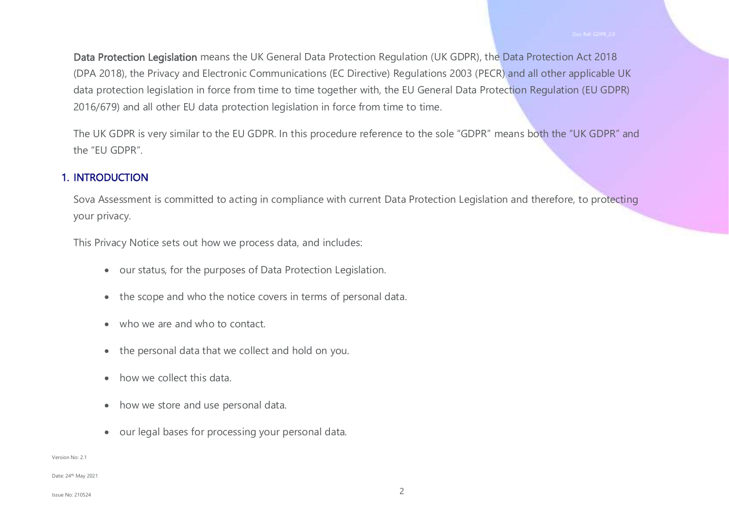**Data Protection Legislation** means the UK General Data Protection Regulation (UK GDPR), the Data Protection Act 2018 (DPA 2018), the Privacy and Electronic Communications (EC Directive) Regulations 2003 (PECR) and all other applicable UK data protection legislation in force from time to time together with, the EU General Data Protection Regulation (EU GDPR) 2016/679) and all other EU data protection legislation in force from time to time.

The UK GDPR is very similar to the EU GDPR. In this procedure reference to the sole "GDPR" means both the "UK GDPR" and the "EU GDPR".

## 1. INTRODUCTION

Sova Assessment is committed to acting in compliance with current Data Protection Legislation and therefore, to protecting your privacy.

This Privacy Notice sets out how we process data, and includes:

- our status, for the purposes of Data Protection Legislation.
- the scope and who the notice covers in terms of personal data.
- who we are and who to contact.
- the personal data that we collect and hold on you.
- how we collect this data.
- how we store and use personal data.
- our legal bases for processing your personal data.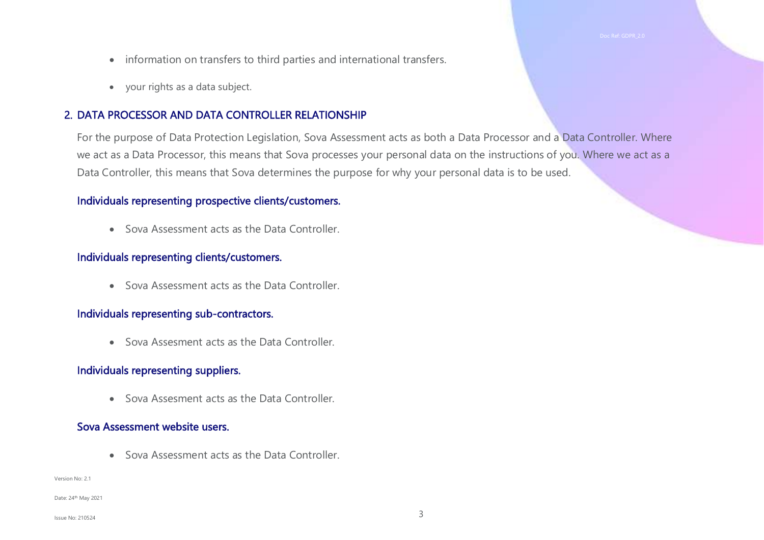- information on transfers to third parties and international transfers.
- your rights as a data subject.

## 2. DATA PROCESSOR AND DATA CONTROLLER RELATIONSHIP

For the purpose of Data Protection Legislation, Sova Assessment acts as both a Data Processor and a Data Controller. Where we act as a Data Processor, this means that Sova processes your personal data on the instructions of you. Where we act as a Data Controller, this means that Sova determines the purpose for why your personal data is to be used.

### Individuals representing prospective clients/customers.

- Sova Assessment acts as the Data Controller.

### Individuals representing clients/customers.

- Sova Assessment acts as the Data Controller.

### Individuals representing sub-contractors.

- Sova Assesment acts as the Data Controller.

### Individuals representing suppliers.

- Sova Assesment acts as the Data Controller.

### Sova Assessment website users.

- Sova Assessment acts as the Data Controller.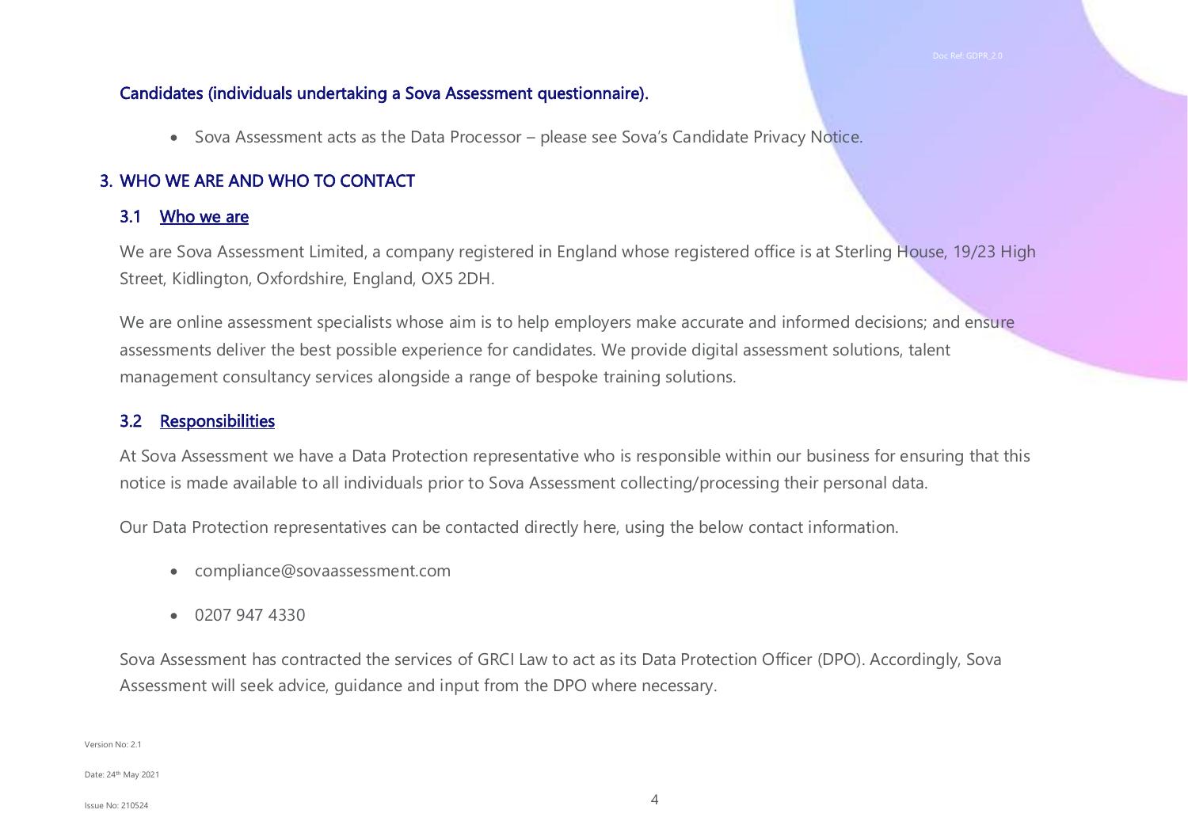**Candidates (individuals undertaking a Sova Assessment questionnaire).**

- Sova Assessment acts as the Data Processor – please see Sova's Candidate Privacy Notice.

## 3. WHO WE ARE AND WHO TO CONTACT

### 3.1 Who we are

We are Sova Assessment Limited, a company registered in England whose registered office is at Sterling House, 19/23 High Street, Kidlington, Oxfordshire, England, OX5 2DH.

We are online assessment specialists whose aim is to help employers make accurate and informed decisions; and ensure assessments deliver the best possible experience for candidates. We provide digital assessment solutions, talent management consultancy services alongside a range of bespoke training solutions.

### 3.2 Responsibilities

At Sova Assessment we have a Data Protection representative who is responsible within our business for ensuring that this notice is made available to all individuals prior to Sova Assessment collecting/processing their personal data.

Our Data Protection representatives can be contacted directly here, using the below contact information.

- compliance@sovaassessment.com
- 0207 947 4330

Sova Assessment has contracted the services of GRCI Law to act as its Data Protection Officer (DPO). Accordingly, Sova Assessment will seek advice, guidance and input from the DPO where necessary.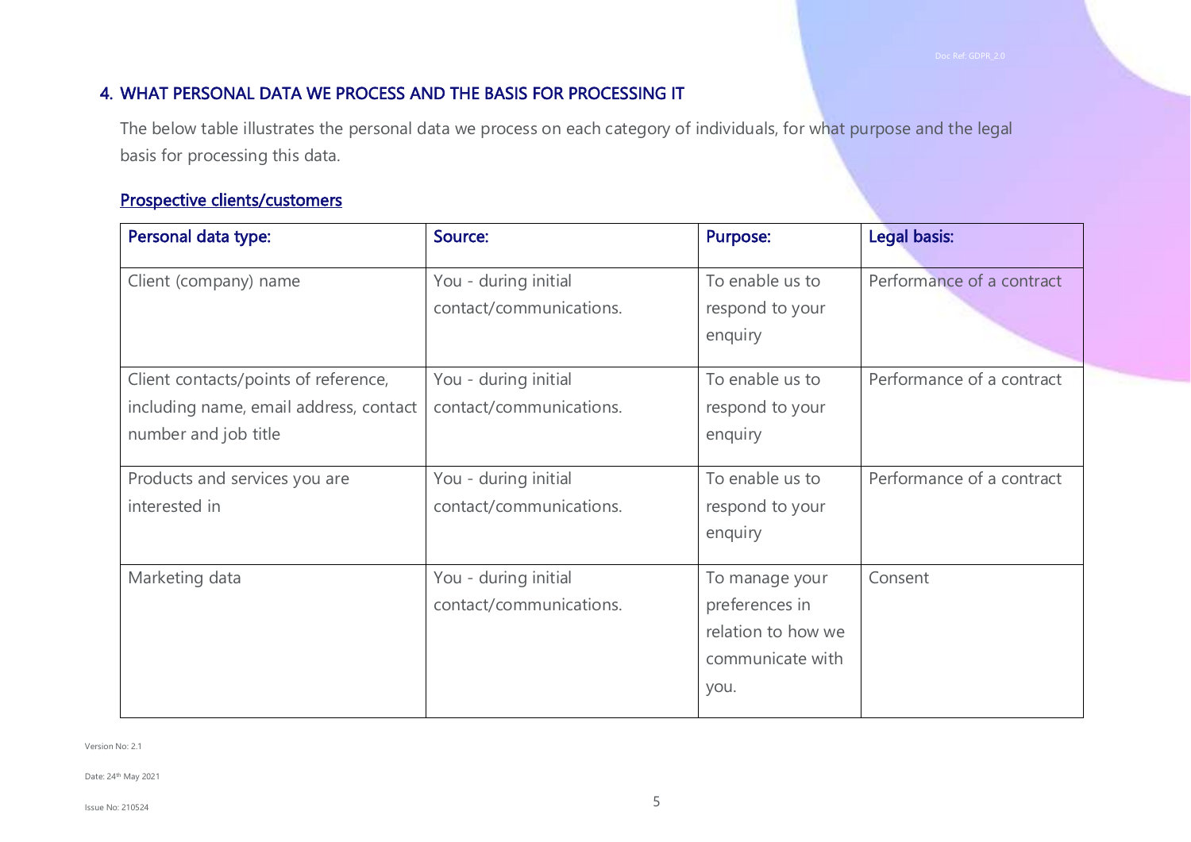## 4. WHAT PERSONAL DATA WE PROCESS AND THE BASIS FOR PROCESSING IT

The below table illustrates the personal data we process on each category of individuals, for what purpose and the legal basis for processing this data.

### Prospective clients/customers

| Personal data type: | Source: | Purpose: | Legal basis: |
|---|---|---|---|
| Client (company) name | You - during initial contact/communications. | To enable us to respond to your enquiry | Performance of a contract |
| Client contacts/points of reference, including name, email address, contact number and job title | You - during initial contact/communications. | To enable us to respond to your enquiry | Performance of a contract |
| Products and services you are interested in | You - during initial contact/communications. | To enable us to respond to your enquiry | Performance of a contract |
| Marketing data | You - during initial contact/communications. | To manage your preferences in relation to how we communicate with you. | Consent |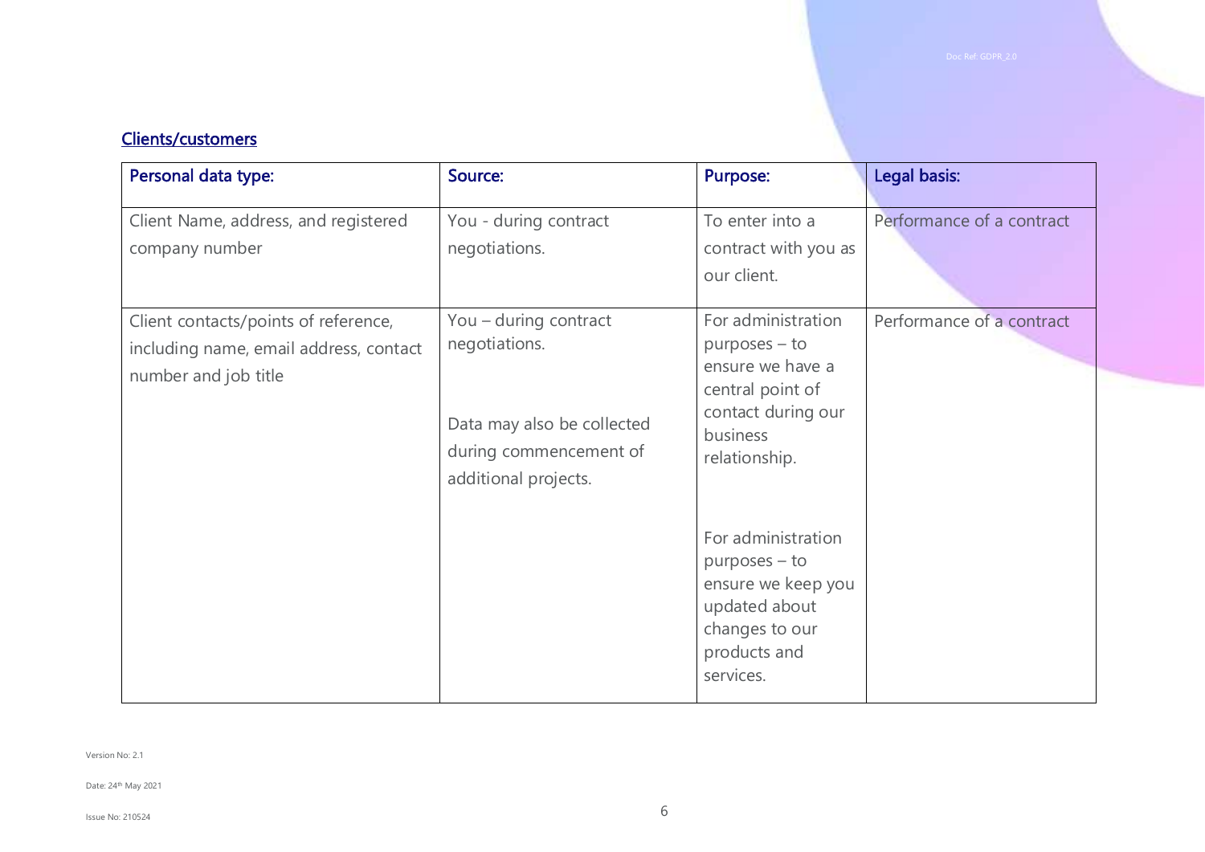## Clients/customers

| Personal data type: | Source: | Purpose: | Legal basis: |
|---|---|---|---|
| Client Name, address, and registered company number | You - during contract negotiations. | To enter into a contract with you as our client. | Performance of a contract |
| Client contacts/points of reference, including name, email address, contact number and job title | You – during contract negotiations.<br><br>Data may also be collected during commencement of additional projects. | For administration purposes – to ensure we have a central point of contact during our business relationship.<br><br>For administration purposes – to ensure we keep you updated about changes to our products and services. | Performance of a contract |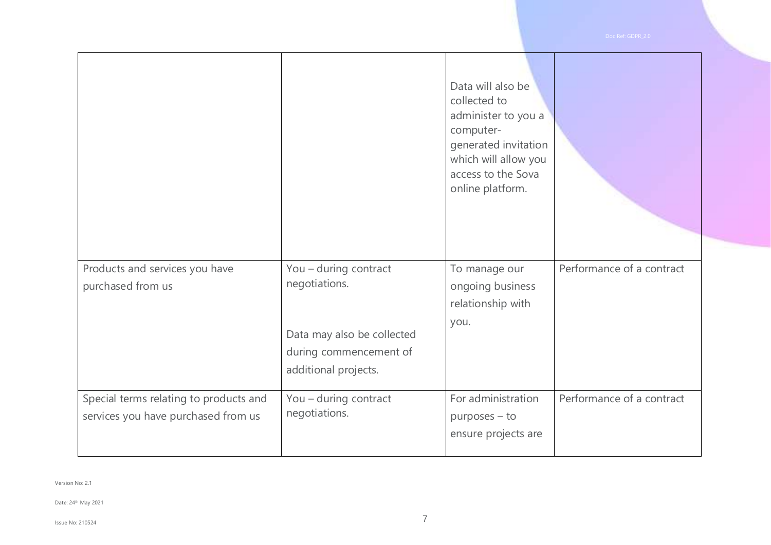| | | | |
|---|---|---|---|
| | | Data will also be collected to administer to you a computer-generated invitation which will allow you access to the Sova online platform. | |
| Products and services you have purchased from us | You – during contract negotiations.<br><br>Data may also be collected during commencement of additional projects. | To manage our ongoing business relationship with you. | Performance of a contract |
| Special terms relating to products and services you have purchased from us | You – during contract negotiations. | For administration purposes – to ensure projects are | Performance of a contract |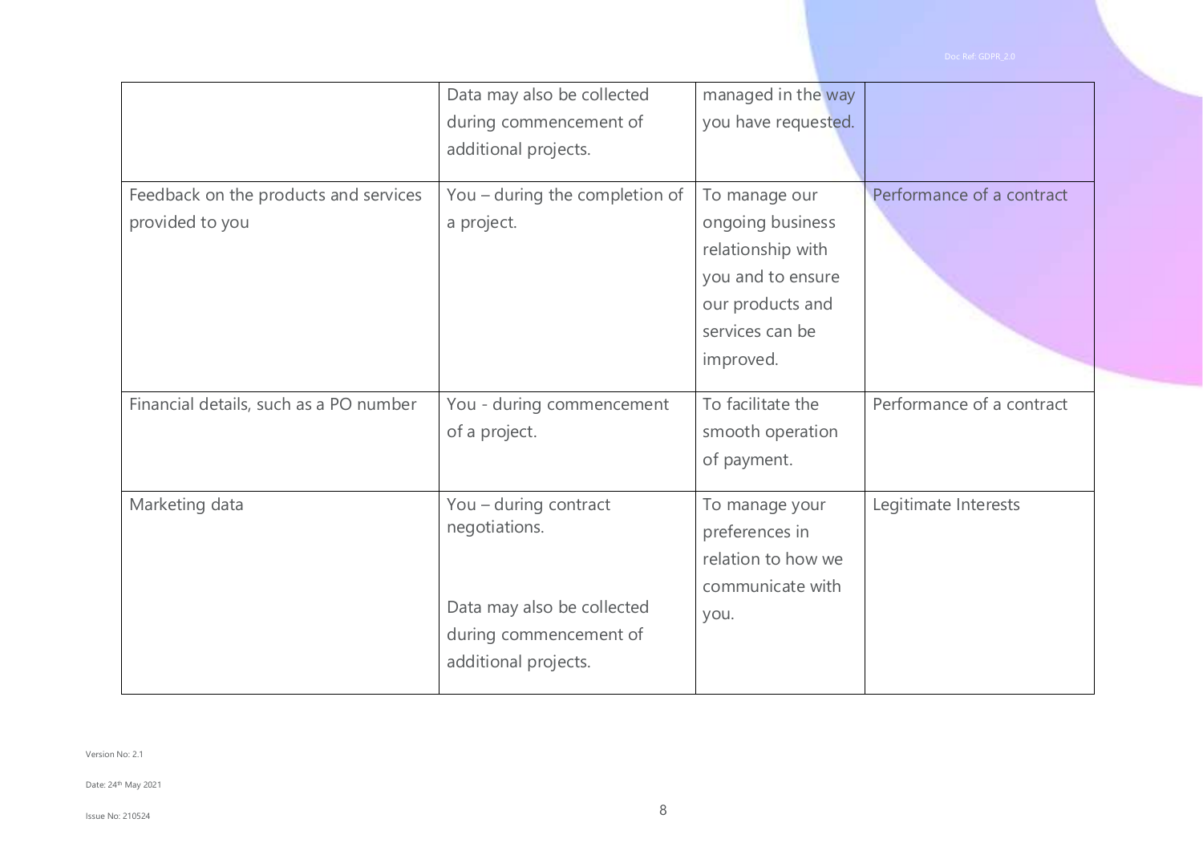| | | | |
|---|---|---|---|
| | Data may also be collected during commencement of additional projects. | managed in the way you have requested. | |
| Feedback on the products and services provided to you | You – during the completion of a project. | To manage our ongoing business relationship with you and to ensure our products and services can be improved. | Performance of a contract |
| Financial details, such as a PO number | You - during commencement of a project. | To facilitate the smooth operation of payment. | Performance of a contract |
| Marketing data | You – during contract negotiations.<br><br>Data may also be collected during commencement of additional projects. | To manage your preferences in relation to how we communicate with you. | Legitimate Interests |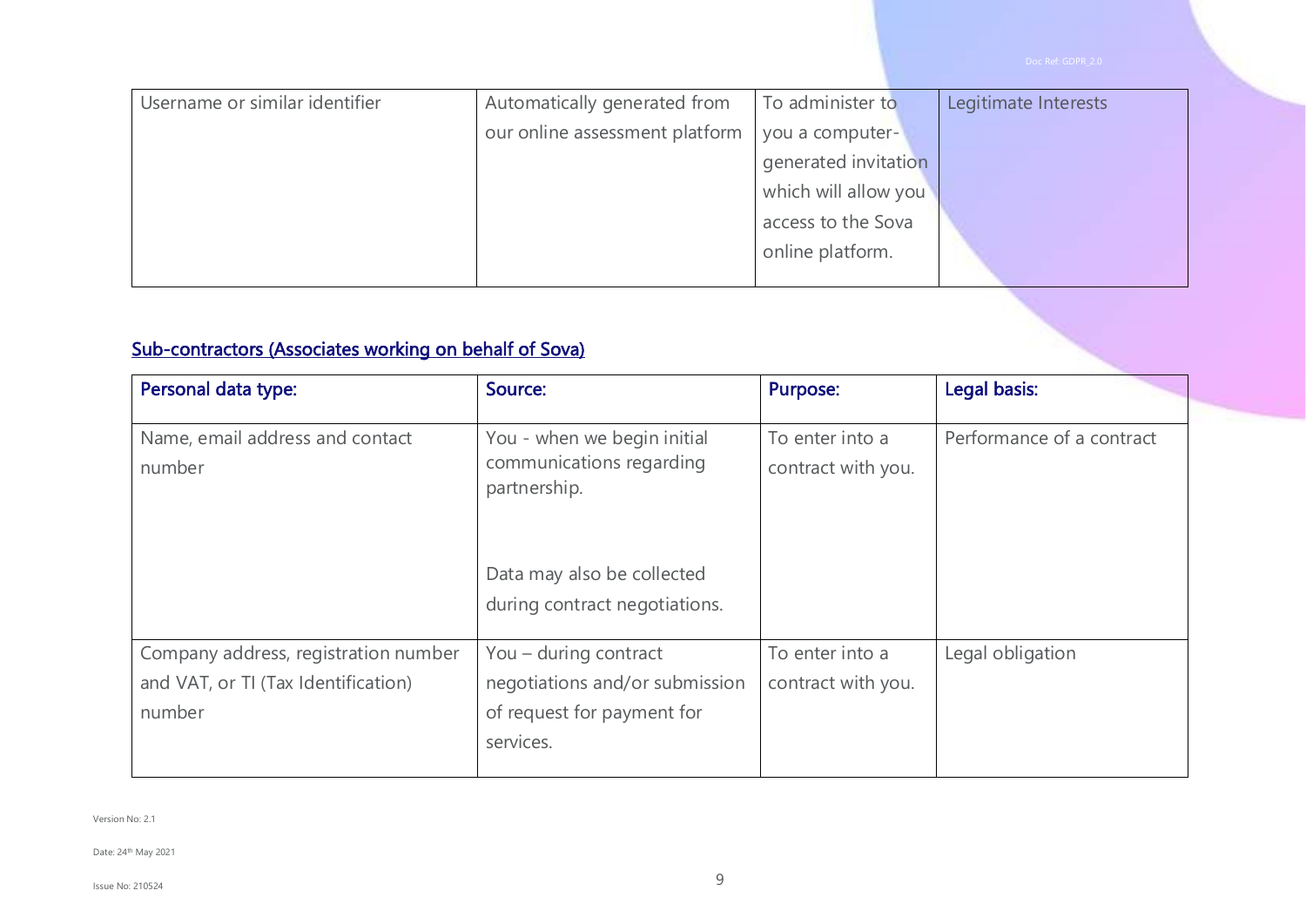| Username or similar identifier | Automatically generated from our online assessment platform | To administer to you a computer-generated invitation which will allow you access to the Sova online platform. | Legitimate Interests |
|---|---|---|---|

## Sub-contractors (Associates working on behalf of Sova)

| Personal data type: | Source: | Purpose: | Legal basis: |
|---|---|---|---|
| Name, email address and contact number | You - when we begin initial communications regarding partnership.<br><br>Data may also be collected during contract negotiations. | To enter into a contract with you. | Performance of a contract |
| Company address, registration number and VAT, or TI (Tax Identification) number | You – during contract negotiations and/or submission of request for payment for services. | To enter into a contract with you. | Legal obligation |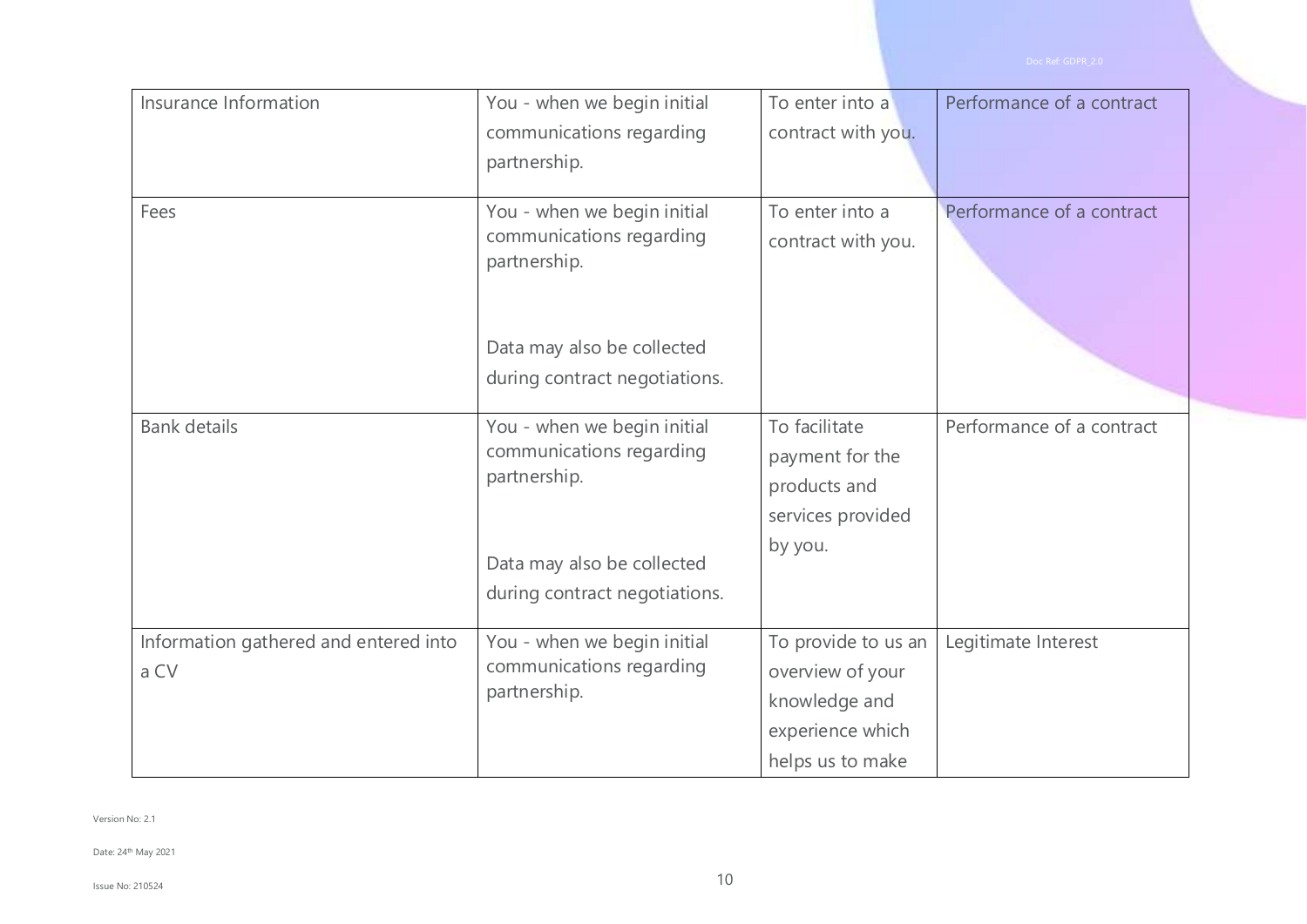| | | | |
|---|---|---|---|
| Insurance Information | You - when we begin initial communications regarding partnership. | To enter into a contract with you. | Performance of a contract |
| Fees | You - when we begin initial communications regarding partnership.<br><br>Data may also be collected during contract negotiations. | To enter into a contract with you. | Performance of a contract |
| Bank details | You - when we begin initial communications regarding partnership.<br><br>Data may also be collected during contract negotiations. | To facilitate payment for the products and services provided by you. | Performance of a contract |
| Information gathered and entered into a CV | You - when we begin initial communications regarding partnership. | To provide to us an overview of your knowledge and experience which helps us to make | Legitimate Interest |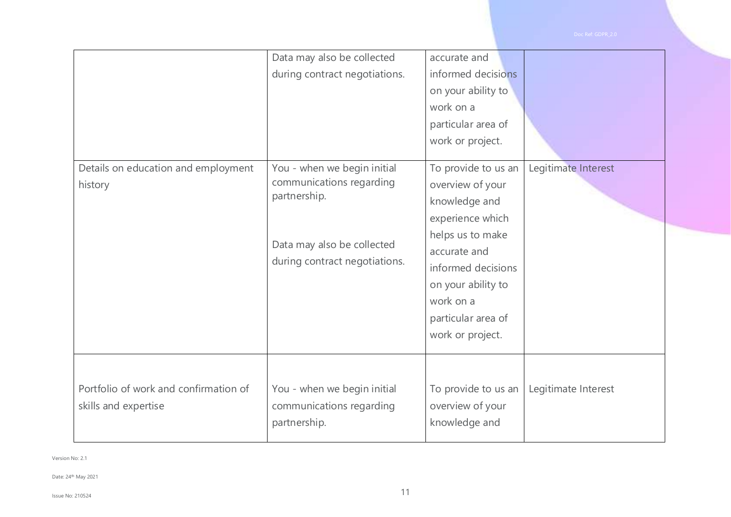| | | | |
|---|---|---|---|
| | Data may also be collected during contract negotiations. | accurate and informed decisions on your ability to work on a particular area of work or project. | |
| Details on education and employment history | You - when we begin initial communications regarding partnership.<br><br>Data may also be collected during contract negotiations. | To provide to us an overview of your knowledge and experience which helps us to make accurate and informed decisions on your ability to work on a particular area of work or project. | Legitimate Interest |
| Portfolio of work and confirmation of skills and expertise | You - when we begin initial communications regarding partnership. | To provide to us an overview of your knowledge and | Legitimate Interest |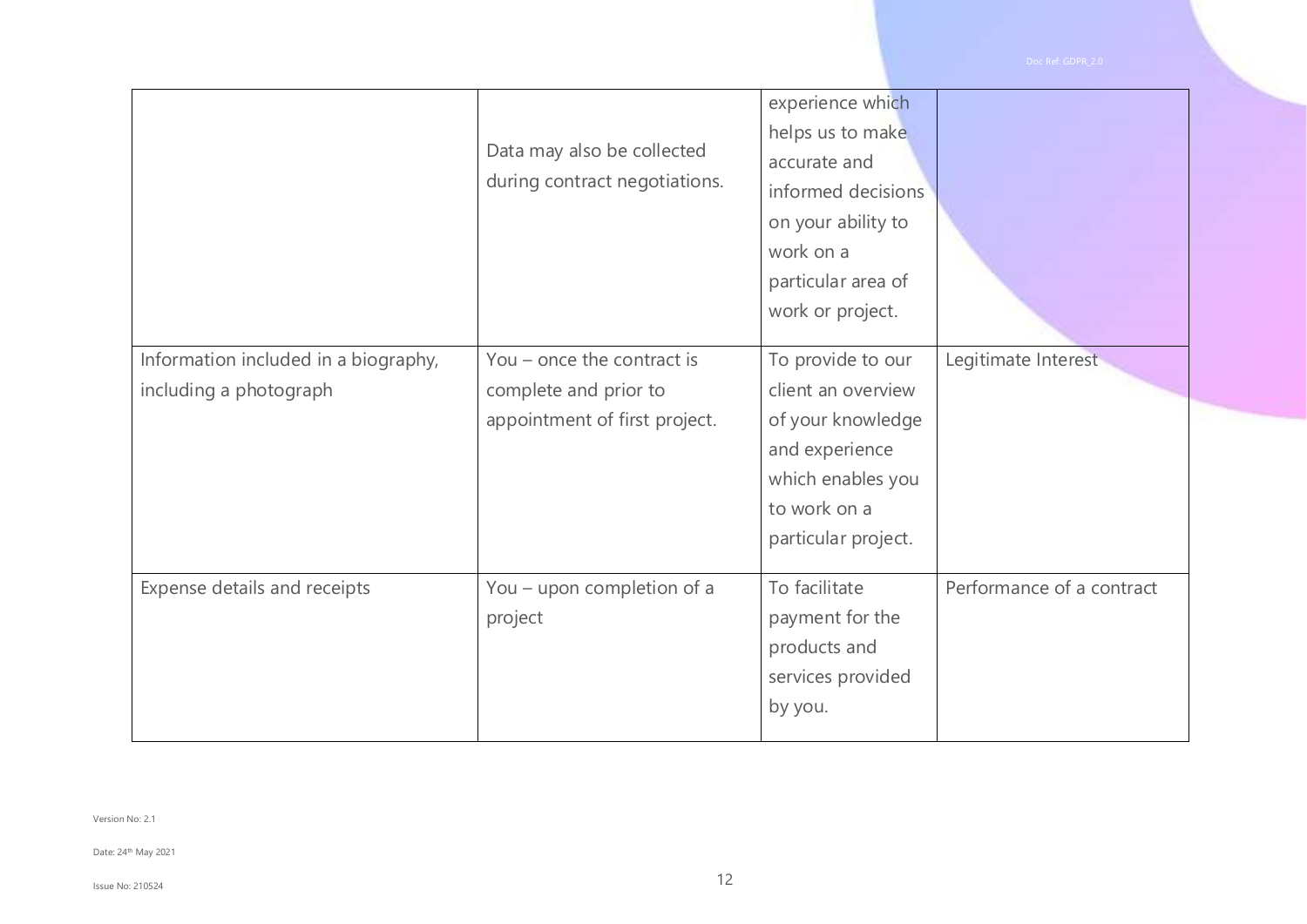| | | | |
|---|---|---|---|
| | Data may also be collected during contract negotiations. | experience which helps us to make accurate and informed decisions on your ability to work on a particular area of work or project. | |
| Information included in a biography, including a photograph | You – once the contract is complete and prior to appointment of first project. | To provide to our client an overview of your knowledge and experience which enables you to work on a particular project. | Legitimate Interest |
| Expense details and receipts | You – upon completion of a project | To facilitate payment for the products and services provided by you. | Performance of a contract |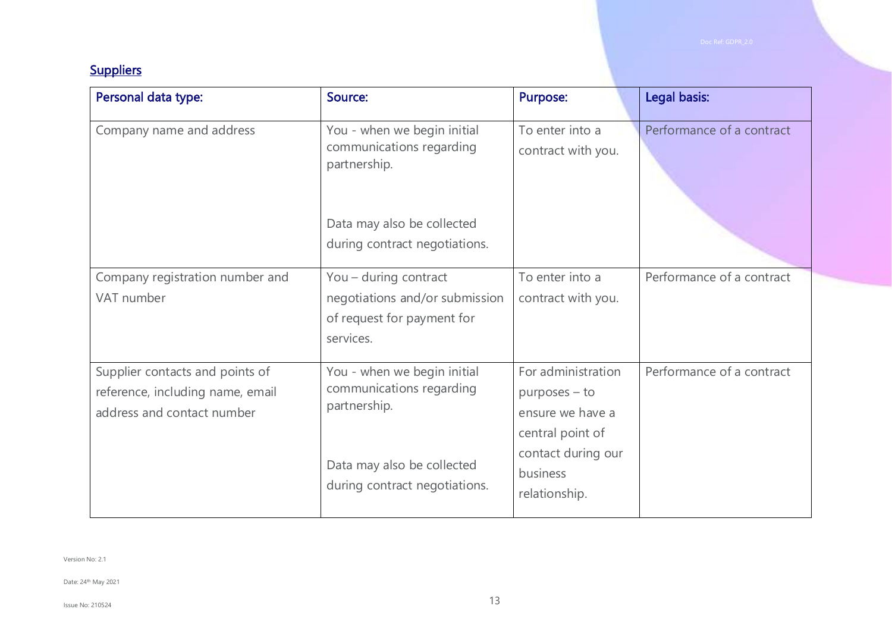## Suppliers

| Personal data type: | Source: | Purpose: | Legal basis: |
|---|---|---|---|
| Company name and address | You - when we begin initial communications regarding partnership. Data may also be collected during contract negotiations. | To enter into a contract with you. | Performance of a contract |
| Company registration number and VAT number | You – during contract negotiations and/or submission of request for payment for services. | To enter into a contract with you. | Performance of a contract |
| Supplier contacts and points of reference, including name, email address and contact number | You - when we begin initial communications regarding partnership. Data may also be collected during contract negotiations. | For administration purposes – to ensure we have a central point of contact during our business relationship. | Performance of a contract |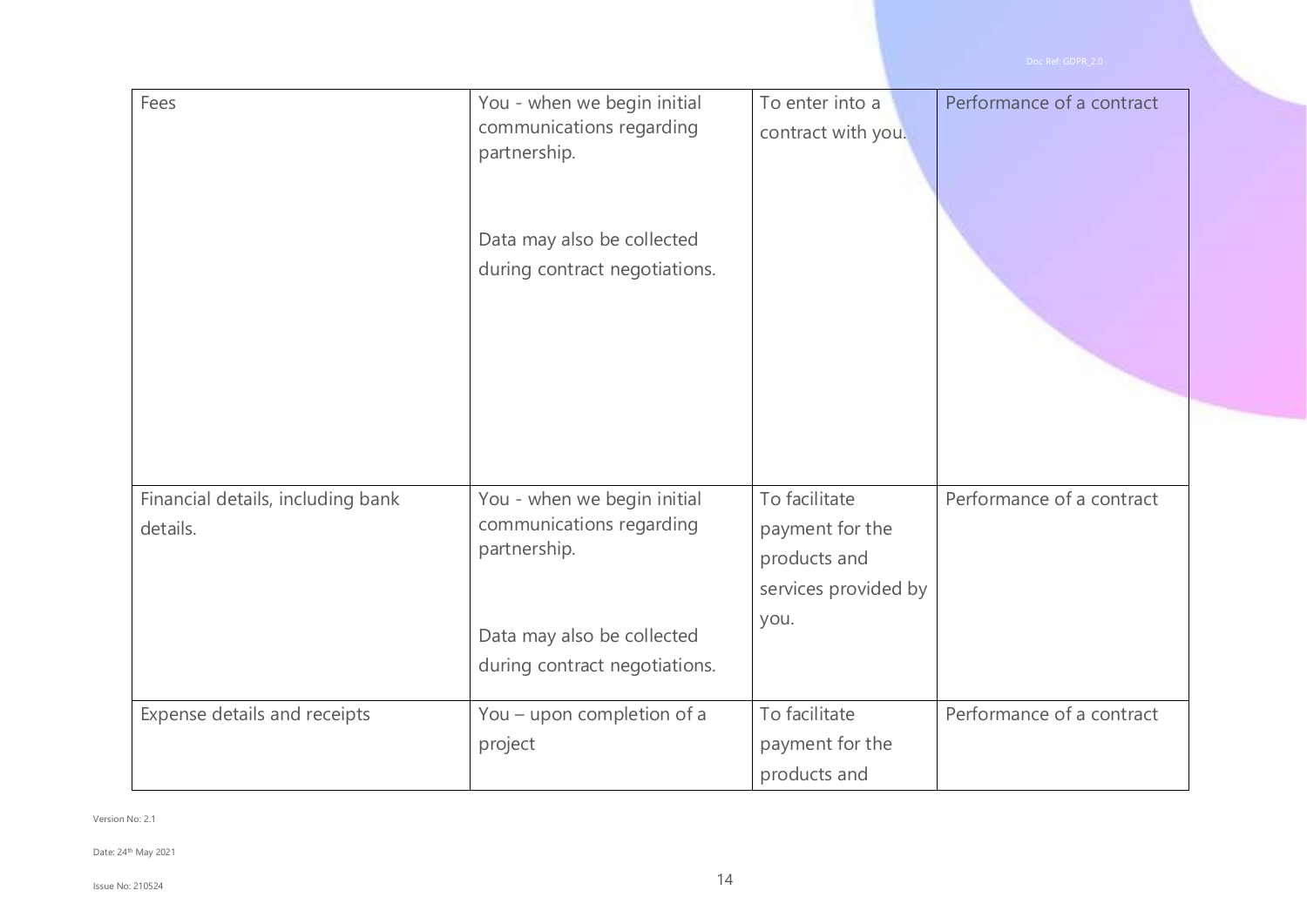| Fees | You - when we begin initial communications regarding partnership.<br><br>Data may also be collected during contract negotiations. | To enter into a contract with you. | Performance of a contract |
|---|---|---|---|
| Financial details, including bank details. | You - when we begin initial communications regarding partnership.<br><br>Data may also be collected during contract negotiations. | To facilitate payment for the products and services provided by you. | Performance of a contract |
| Expense details and receipts | You – upon completion of a project | To facilitate payment for the products and | Performance of a contract |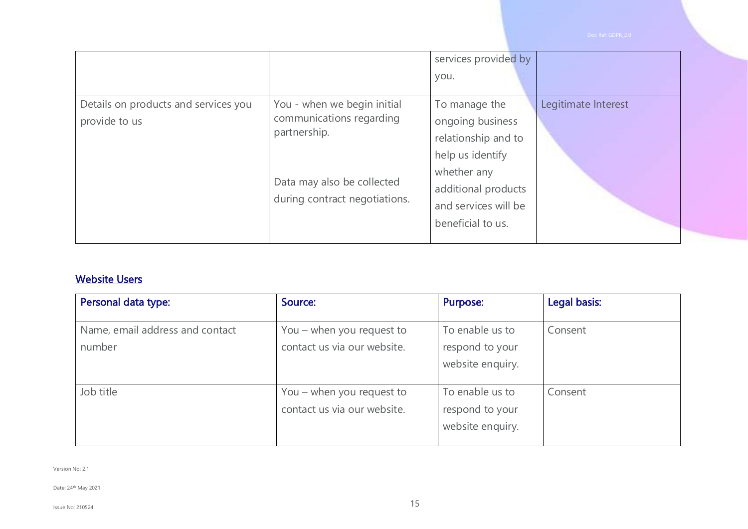| | | services provided by you. | |
|---|---|---|---|
| Details on products and services you provide to us | You - when we begin initial communications regarding partnership.<br><br>Data may also be collected during contract negotiations. | To manage the ongoing business relationship and to help us identify whether any additional products and services will be beneficial to us. | Legitimate Interest |

## Website Users

| Personal data type: | Source: | Purpose: | Legal basis: |
|---|---|---|---|
| Name, email address and contact number | You – when you request to contact us via our website. | To enable us to respond to your website enquiry. | Consent |
| Job title | You – when you request to contact us via our website. | To enable us to respond to your website enquiry. | Consent |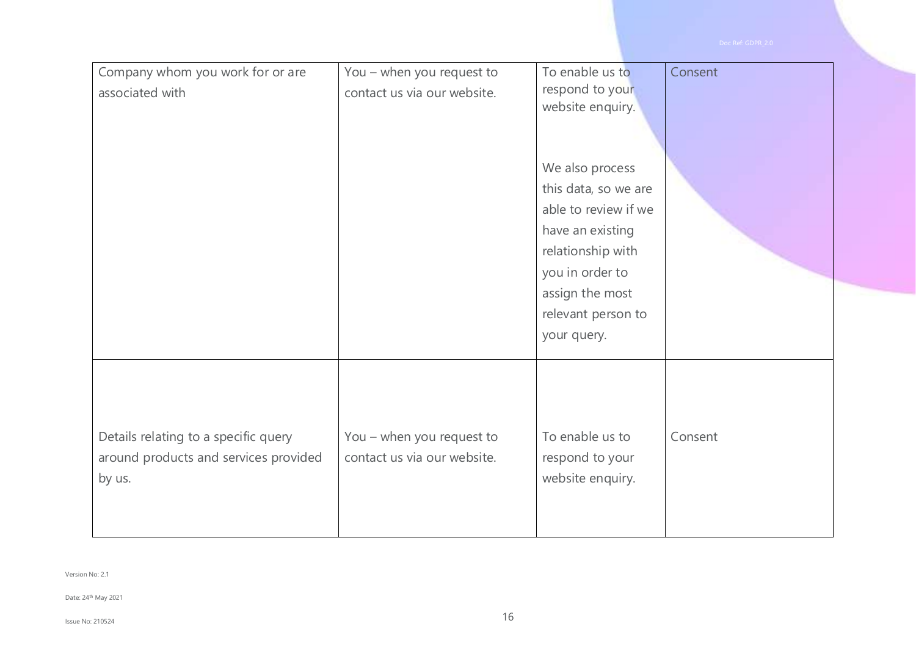| Company whom you work for or are associated with | You – when you request to contact us via our website. | To enable us to respond to your website enquiry.<br><br>We also process this data, so we are able to review if we have an existing relationship with you in order to assign the most relevant person to your query. | Consent |
|---|---|---|---|
| Details relating to a specific query around products and services provided by us. | You – when you request to contact us via our website. | To enable us to respond to your website enquiry. | Consent |

Version No: 2.1

Date: 24th May 2021

Issue No: 210524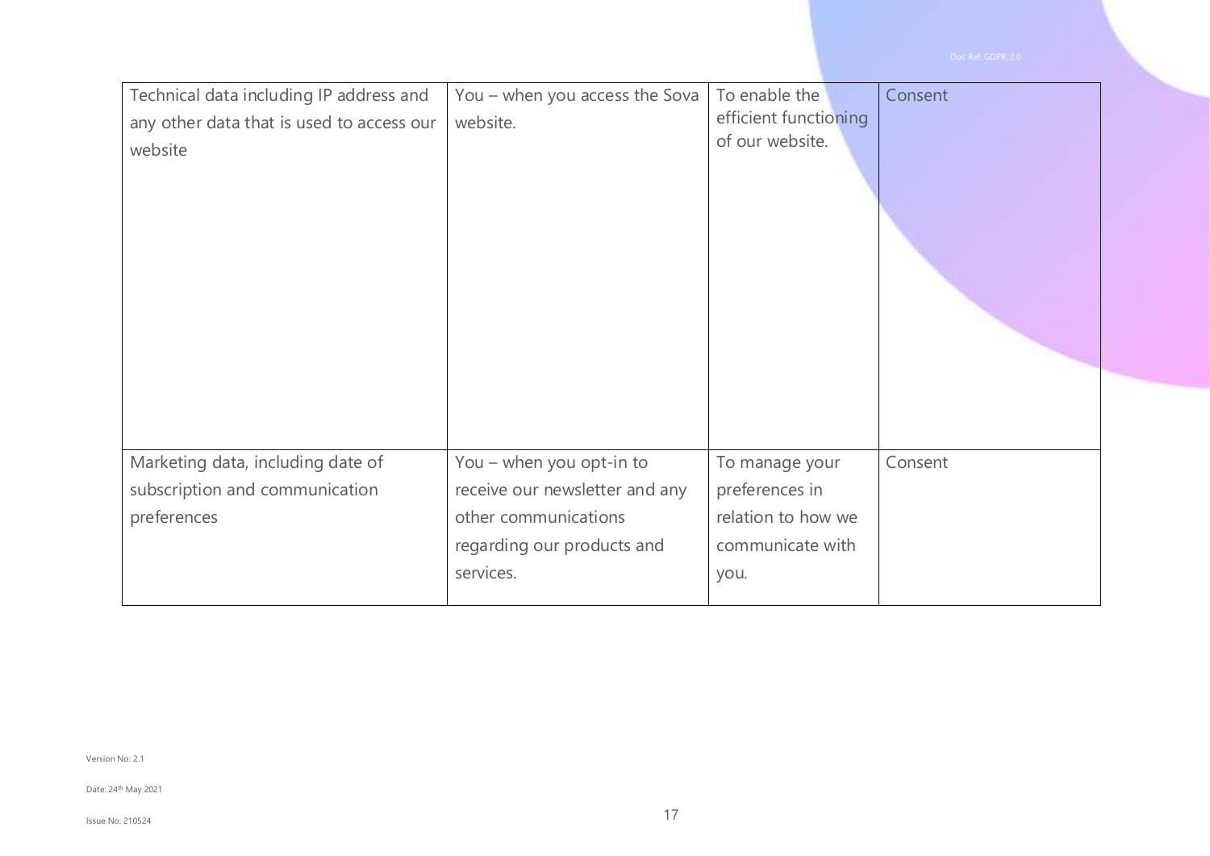| | | | |
|---|---|---|---|
| Technical data including IP address and any other data that is used to access our website | You – when you access the Sova website. | To enable the efficient functioning of our website. | Consent |
| Marketing data, including date of subscription and communication preferences | You – when you opt-in to receive our newsletter and any other communications regarding our products and services. | To manage your preferences in relation to how we communicate with you. | Consent |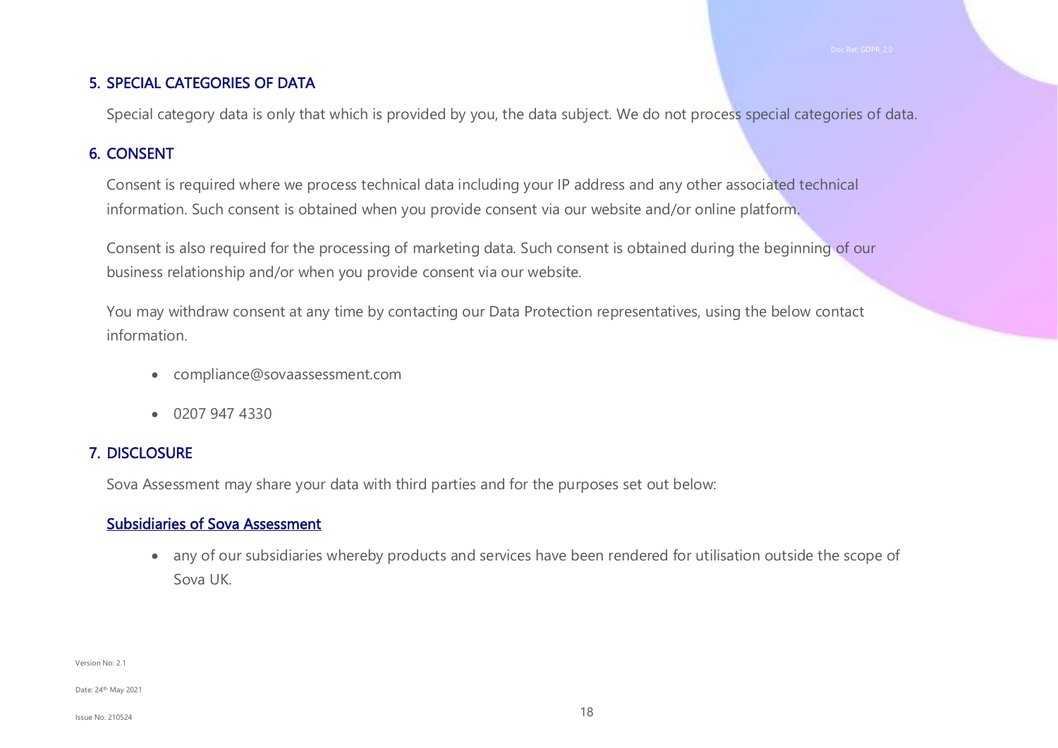## 5. SPECIAL CATEGORIES OF DATA

Special category data is only that which is provided by you, the data subject. We do not process special categories of data.

## 6. CONSENT

Consent is required where we process technical data including your IP address and any other associated technical information. Such consent is obtained when you provide consent via our website and/or online platform.

Consent is also required for the processing of marketing data. Such consent is obtained during the beginning of our business relationship and/or when you provide consent via our website.

You may withdraw consent at any time by contacting our Data Protection representatives, using the below contact information.

- compliance@sovaassessment.com
- 0207 947 4330

## 7. DISCLOSURE

Sova Assessment may share your data with third parties and for the purposes set out below:

### Subsidiaries of Sova Assessment

- any of our subsidiaries whereby products and services have been rendered for utilisation outside the scope of Sova UK.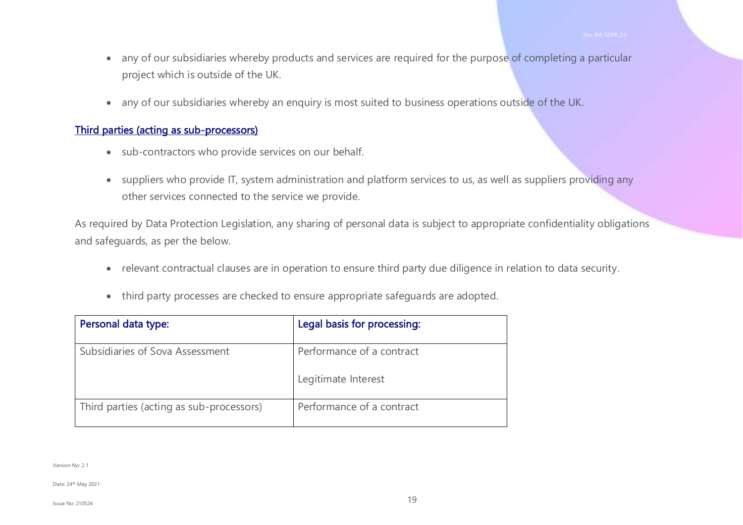- any of our subsidiaries whereby products and services are required for the purpose of completing a particular project which is outside of the UK.
- any of our subsidiaries whereby an enquiry is most suited to business operations outside of the UK.

**Third parties (acting as sub-processors)**

- sub-contractors who provide services on our behalf.
- suppliers who provide IT, system administration and platform services to us, as well as suppliers providing any other services connected to the service we provide.

As required by Data Protection Legislation, any sharing of personal data is subject to appropriate confidentiality obligations and safeguards, as per the below.

- relevant contractual clauses are in operation to ensure third party due diligence in relation to data security.
- third party processes are checked to ensure appropriate safeguards are adopted.

| Personal data type: | Legal basis for processing: |
|---|---|
| Subsidiaries of Sova Assessment | Performance of a contract<br><br>Legitimate Interest |
| Third parties (acting as sub-processors) | Performance of a contract |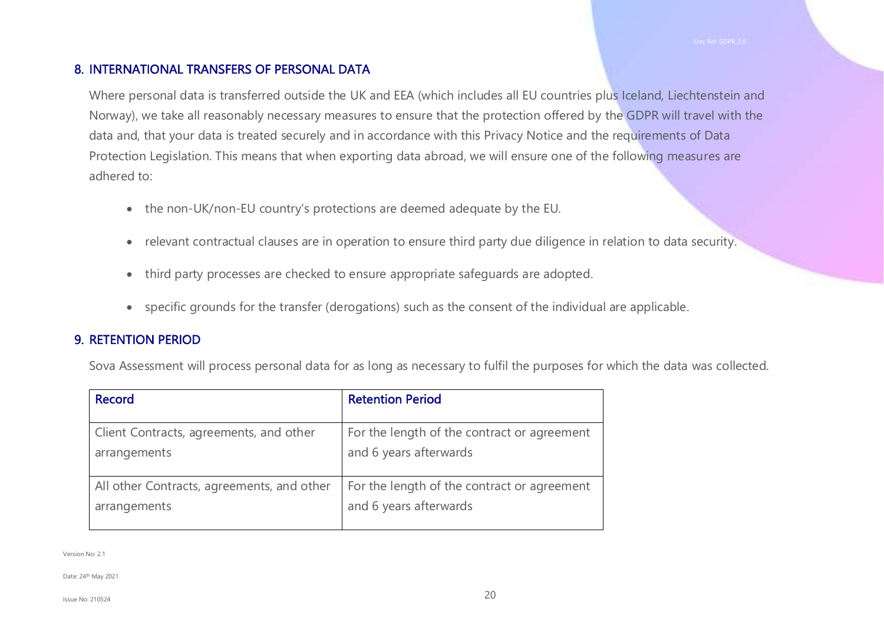## 8. INTERNATIONAL TRANSFERS OF PERSONAL DATA

Where personal data is transferred outside the UK and EEA (which includes all EU countries plus Iceland, Liechtenstein and Norway), we take all reasonably necessary measures to ensure that the protection offered by the GDPR will travel with the data and, that your data is treated securely and in accordance with this Privacy Notice and the requirements of Data Protection Legislation. This means that when exporting data abroad, we will ensure one of the following measures are adhered to:

- the non-UK/non-EU country's protections are deemed adequate by the EU.
- relevant contractual clauses are in operation to ensure third party due diligence in relation to data security.
- third party processes are checked to ensure appropriate safeguards are adopted.
- specific grounds for the transfer (derogations) such as the consent of the individual are applicable.

## 9. RETENTION PERIOD

Sova Assessment will process personal data for as long as necessary to fulfil the purposes for which the data was collected.

| Record | Retention Period |
| --- | --- |
| Client Contracts, agreements, and other arrangements | For the length of the contract or agreement and 6 years afterwards |
| All other Contracts, agreements, and other arrangements | For the length of the contract or agreement and 6 years afterwards |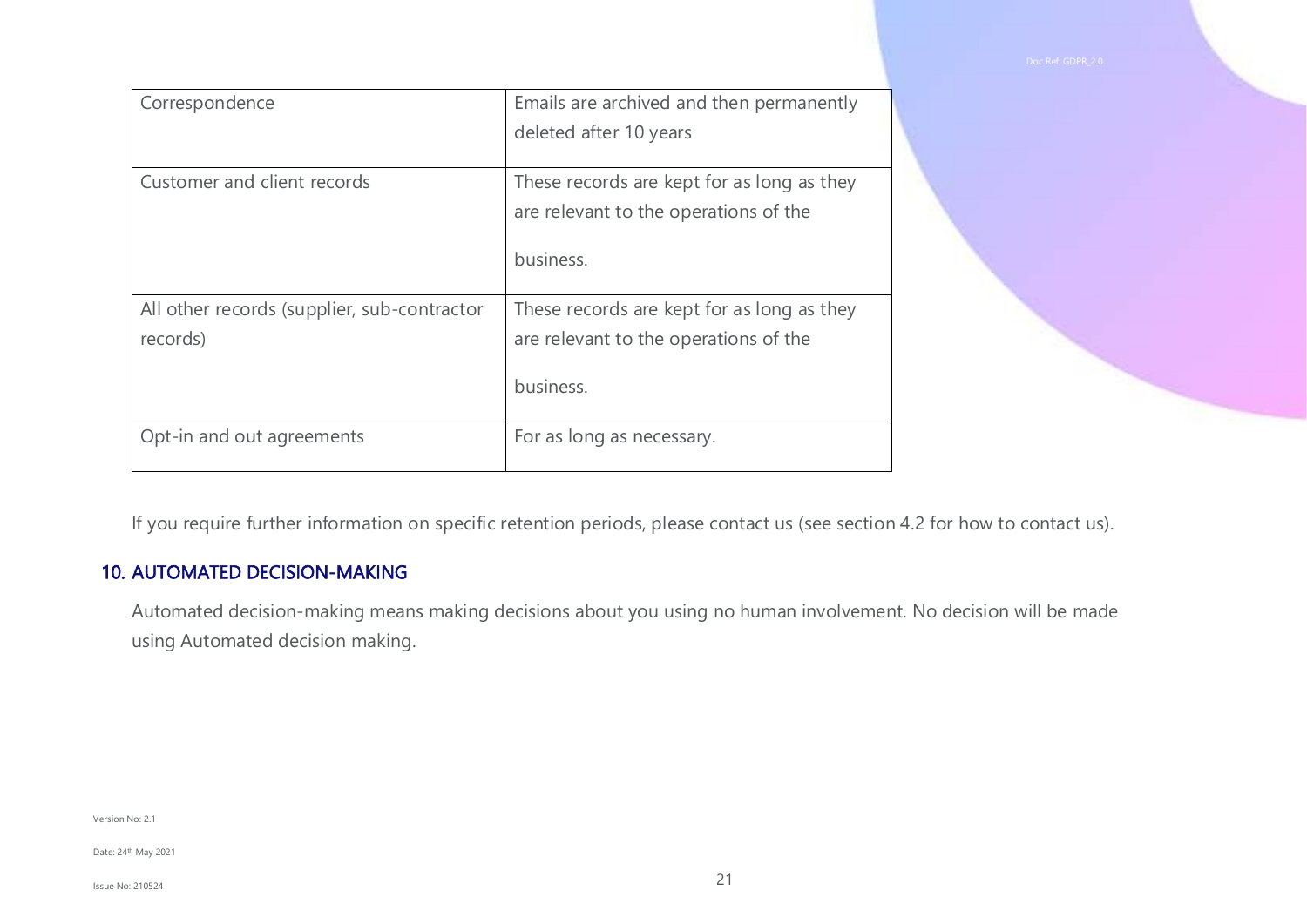| Correspondence | Emails are archived and then permanently deleted after 10 years |
| --- | --- |
| Customer and client records | These records are kept for as long as they are relevant to the operations of the business. |
| All other records (supplier, sub-contractor records) | These records are kept for as long as they are relevant to the operations of the business. |
| Opt-in and out agreements | For as long as necessary. |

If you require further information on specific retention periods, please contact us (see section 4.2 for how to contact us).

## 10. AUTOMATED DECISION-MAKING

Automated decision-making means making decisions about you using no human involvement. No decision will be made using Automated decision making.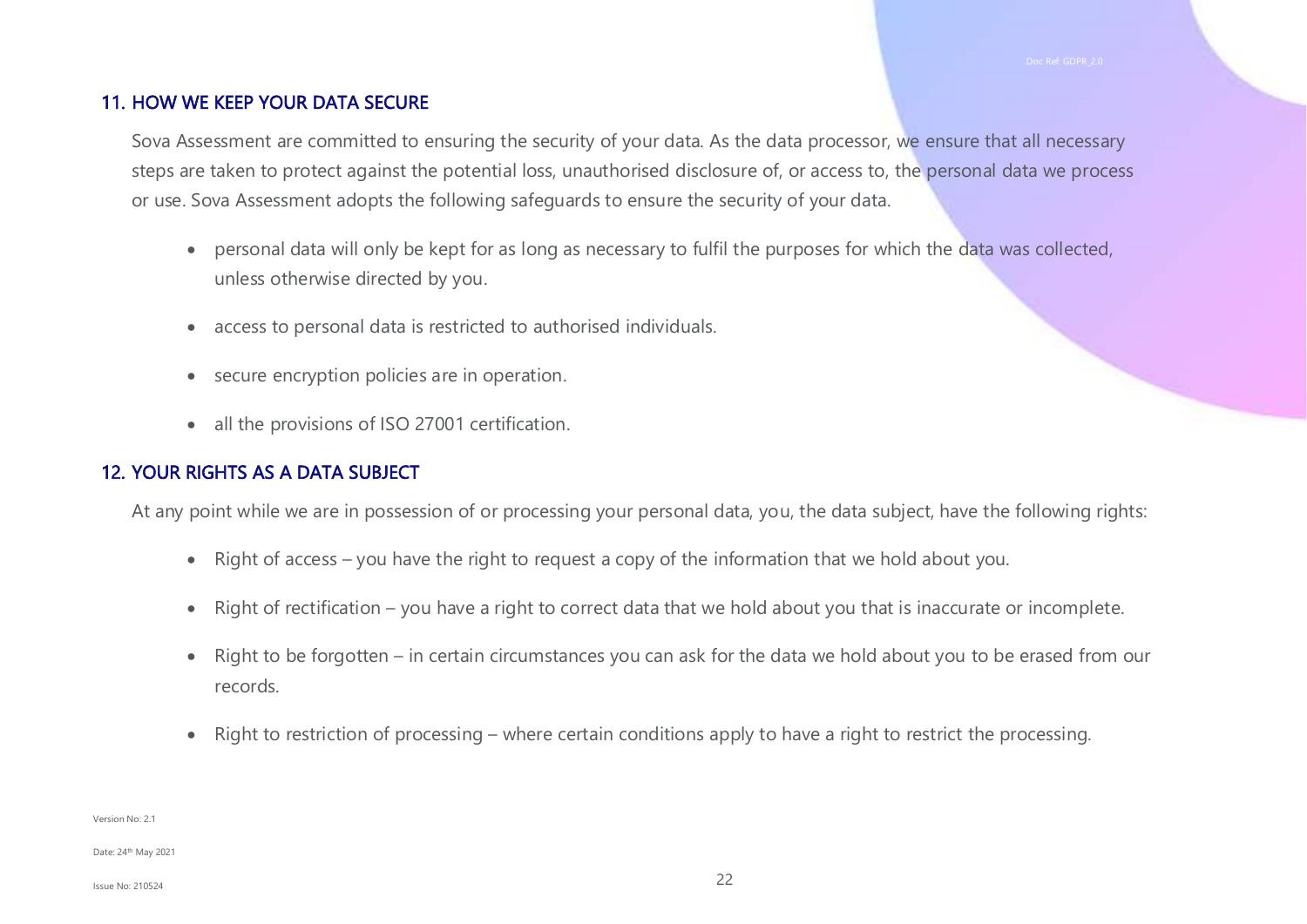## 11. HOW WE KEEP YOUR DATA SECURE

Sova Assessment are committed to ensuring the security of your data. As the data processor, we ensure that all necessary steps are taken to protect against the potential loss, unauthorised disclosure of, or access to, the personal data we process or use. Sova Assessment adopts the following safeguards to ensure the security of your data.

- personal data will only be kept for as long as necessary to fulfil the purposes for which the data was collected, unless otherwise directed by you.
- access to personal data is restricted to authorised individuals.
- secure encryption policies are in operation.
- all the provisions of ISO 27001 certification.

## 12. YOUR RIGHTS AS A DATA SUBJECT

At any point while we are in possession of or processing your personal data, you, the data subject, have the following rights:

- Right of access – you have the right to request a copy of the information that we hold about you.
- Right of rectification – you have a right to correct data that we hold about you that is inaccurate or incomplete.
- Right to be forgotten – in certain circumstances you can ask for the data we hold about you to be erased from our records.
- Right to restriction of processing – where certain conditions apply to have a right to restrict the processing.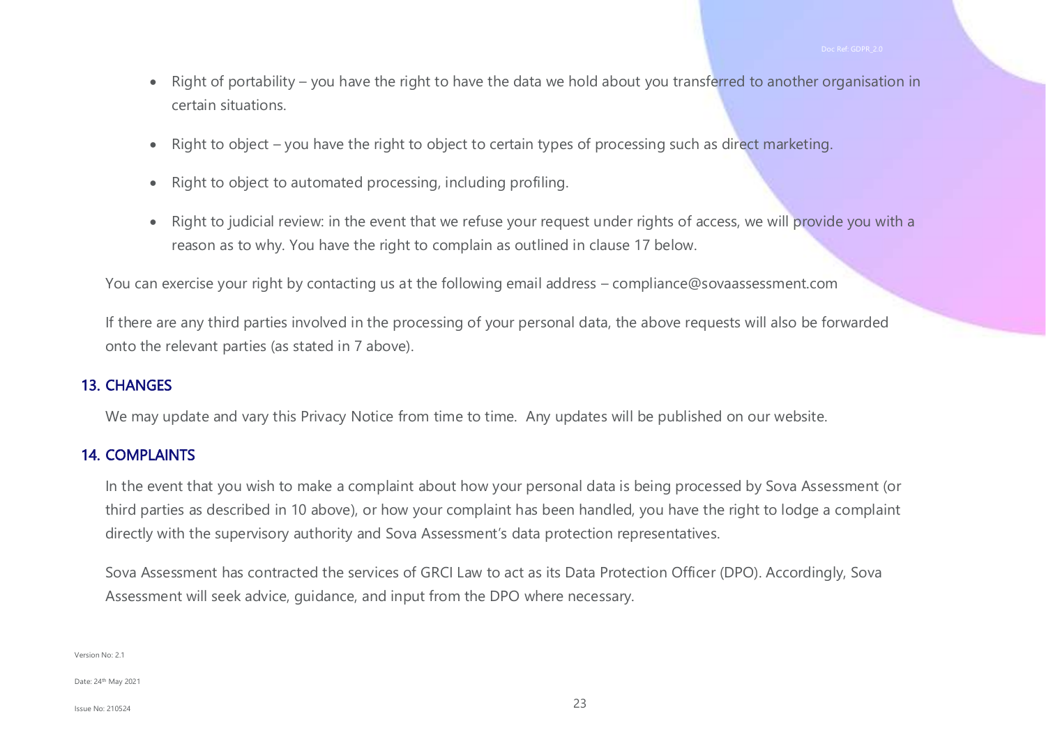- Right of portability – you have the right to have the data we hold about you transferred to another organisation in certain situations.

- Right to object – you have the right to object to certain types of processing such as direct marketing.

- Right to object to automated processing, including profiling.

- Right to judicial review: in the event that we refuse your request under rights of access, we will provide you with a reason as to why. You have the right to complain as outlined in clause 17 below.

You can exercise your right by contacting us at the following email address – compliance@sovaassessment.com

If there are any third parties involved in the processing of your personal data, the above requests will also be forwarded onto the relevant parties (as stated in 7 above).

## 13. CHANGES

We may update and vary this Privacy Notice from time to time. Any updates will be published on our website.

## 14. COMPLAINTS

In the event that you wish to make a complaint about how your personal data is being processed by Sova Assessment (or third parties as described in 10 above), or how your complaint has been handled, you have the right to lodge a complaint directly with the supervisory authority and Sova Assessment's data protection representatives.

Sova Assessment has contracted the services of GRCI Law to act as its Data Protection Officer (DPO). Accordingly, Sova Assessment will seek advice, guidance, and input from the DPO where necessary.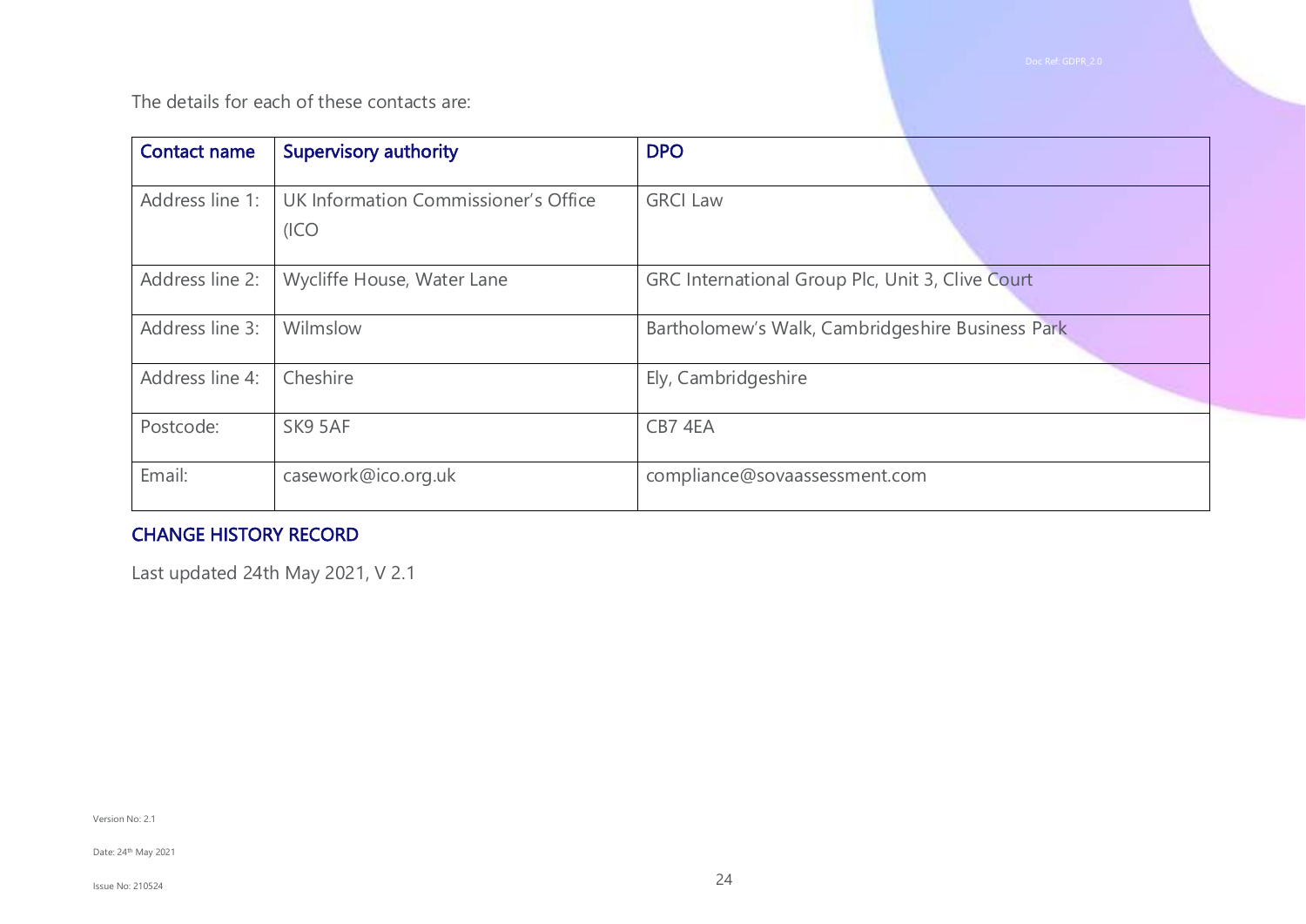The details for each of these contacts are:

| Contact name | Supervisory authority | DPO |
|---|---|---|
| Address line 1: | UK Information Commissioner's Office (ICO | GRCI Law |
| Address line 2: | Wycliffe House, Water Lane | GRC International Group Plc, Unit 3, Clive Court |
| Address line 3: | Wilmslow | Bartholomew's Walk, Cambridgeshire Business Park |
| Address line 4: | Cheshire | Ely, Cambridgeshire |
| Postcode: | SK9 5AF | CB7 4EA |
| Email: | casework@ico.org.uk | compliance@sovaassessment.com |

## CHANGE HISTORY RECORD

Last updated 24th May 2021, V 2.1